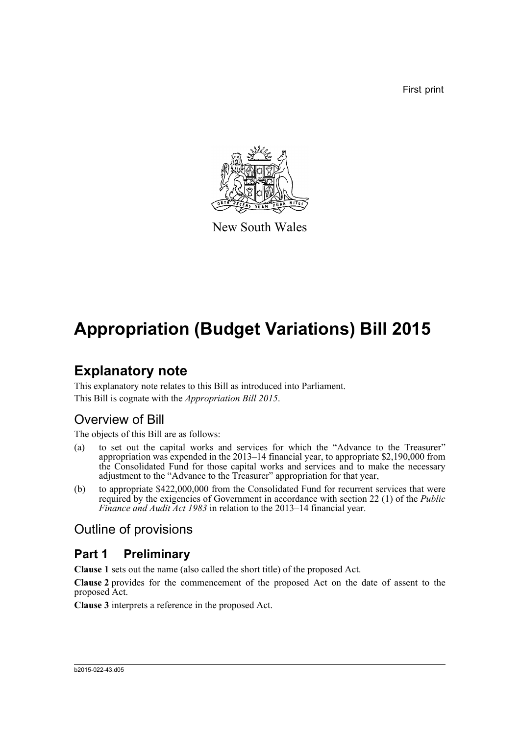First print

New South Wales

# Appropriation (Budget Variations) Bill 2015

## Explanatory note

This explanatory note relates to this Bill as introduced into Parliament.

This Bill is cognate with the *Appropriation Bill 2015*.

### Overview of Bill

The objects of this Bill are as follows:

(a) to set out the capital works and services for which the "Advance to the Treasurer" appropriation was expended in the 2013–14 financial year, to appropriate $2,190,000 from the Consolidated Fund for those capital works and services and to make the necessary adjustment to the "Advance to the Treasurer" appropriation for that year,

(b) to appropriate $422,000,000 from the Consolidated Fund for recurrent services that were required by the exigencies of Government in accordance with section 22 (1) of the *Public Finance and Audit Act 1983* in relation to the 2013–14 financial year.

### Outline of provisions

## Part 1 Preliminary

**Clause 1** sets out the name (also called the short title) of the proposed Act.

**Clause 2** provides for the commencement of the proposed Act on the date of assent to the proposed Act.

**Clause 3** interprets a reference in the proposed Act.

b2015-022-43.d05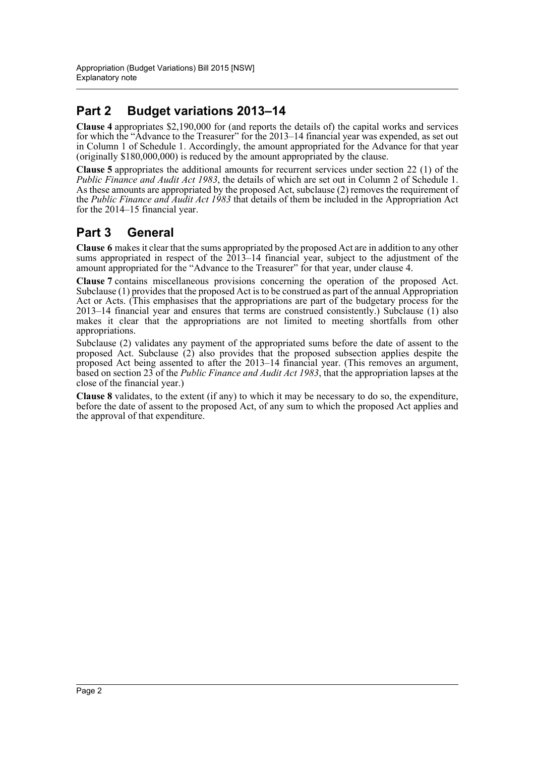## Part 2 Budget variations 2013–14

**Clause 4** appropriates $2,190,000 for (and reports the details of) the capital works and services for which the "Advance to the Treasurer" for the 2013–14 financial year was expended, as set out in Column 1 of Schedule 1. Accordingly, the amount appropriated for the Advance for that year (originally $180,000,000) is reduced by the amount appropriated by the clause.

**Clause 5** appropriates the additional amounts for recurrent services under section 22 (1) of the *Public Finance and Audit Act 1983*, the details of which are set out in Column 2 of Schedule 1. As these amounts are appropriated by the proposed Act, subclause (2) removes the requirement of the *Public Finance and Audit Act 1983* that details of them be included in the Appropriation Act for the 2014–15 financial year.

## Part 3 General

**Clause 6** makes it clear that the sums appropriated by the proposed Act are in addition to any other sums appropriated in respect of the 2013–14 financial year, subject to the adjustment of the amount appropriated for the "Advance to the Treasurer" for that year, under clause 4.

**Clause 7** contains miscellaneous provisions concerning the operation of the proposed Act. Subclause (1) provides that the proposed Act is to be construed as part of the annual Appropriation Act or Acts. (This emphasises that the appropriations are part of the budgetary process for the 2013–14 financial year and ensures that terms are construed consistently.) Subclause (1) also makes it clear that the appropriations are not limited to meeting shortfalls from other appropriations.

Subclause (2) validates any payment of the appropriated sums before the date of assent to the proposed Act. Subclause (2) also provides that the proposed subsection applies despite the proposed Act being assented to after the 2013–14 financial year. (This removes an argument, based on section 23 of the *Public Finance and Audit Act 1983*, that the appropriation lapses at the close of the financial year.)

**Clause 8** validates, to the extent (if any) to which it may be necessary to do so, the expenditure, before the date of assent to the proposed Act, of any sum to which the proposed Act applies and the approval of that expenditure.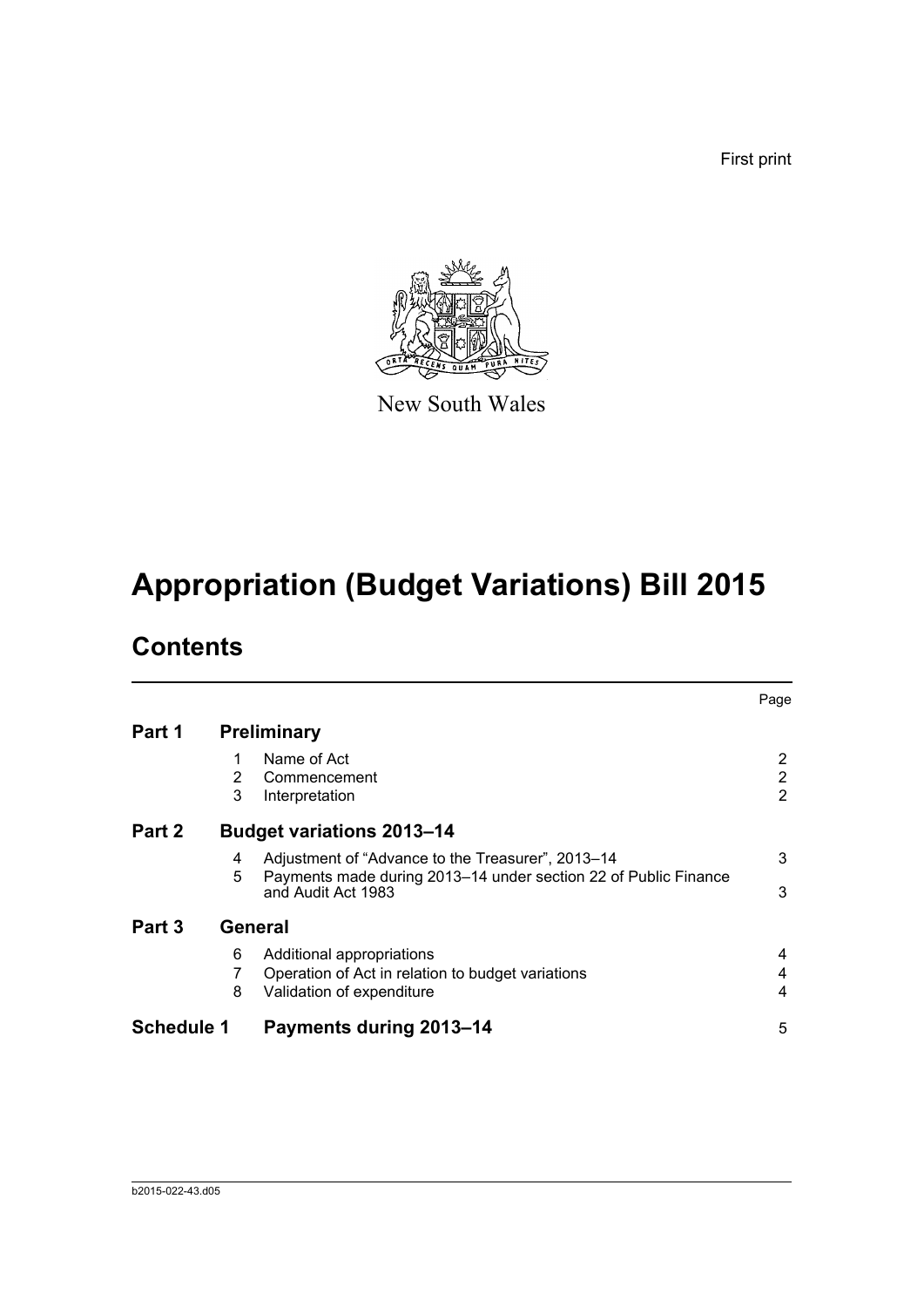First print

New South Wales

# Appropriation (Budget Variations) Bill 2015

## Contents

| | | | Page |
|---|---|---|---|
| **Part 1** | **Preliminary** | | |
| | 1 | Name of Act | 2 |
| | 2 | Commencement | 2 |
| | 3 | Interpretation | 2 |
| **Part 2** | **Budget variations 2013–14** | | |
| | 4 | Adjustment of “Advance to the Treasurer”, 2013–14 | 3 |
| | 5 | Payments made during 2013–14 under section 22 of Public Finance and Audit Act 1983 | 3 |
| **Part 3** | **General** | | |
| | 6 | Additional appropriations | 4 |
| | 7 | Operation of Act in relation to budget variations | 4 |
| | 8 | Validation of expenditure | 4 |
| **Schedule 1** | **Payments during 2013–14** | | 5 |

b2015-022-43.d05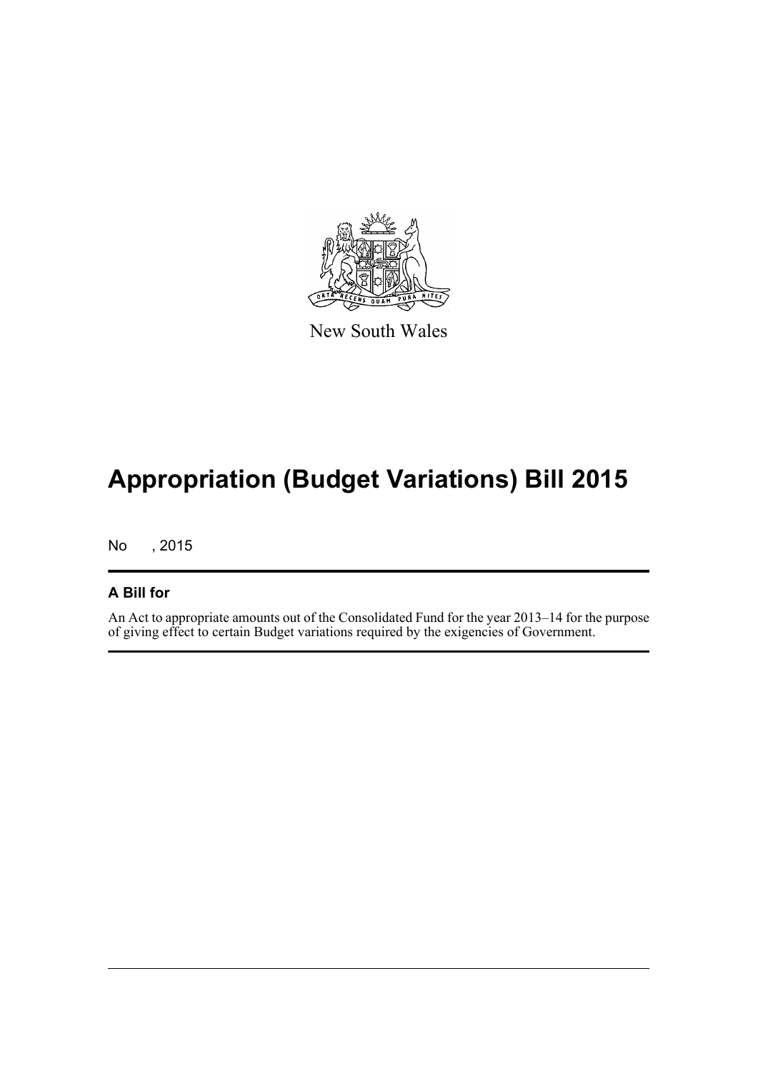New South Wales

# Appropriation (Budget Variations) Bill 2015

No , 2015

## A Bill for

An Act to appropriate amounts out of the Consolidated Fund for the year 2013–14 for the purpose of giving effect to certain Budget variations required by the exigencies of Government.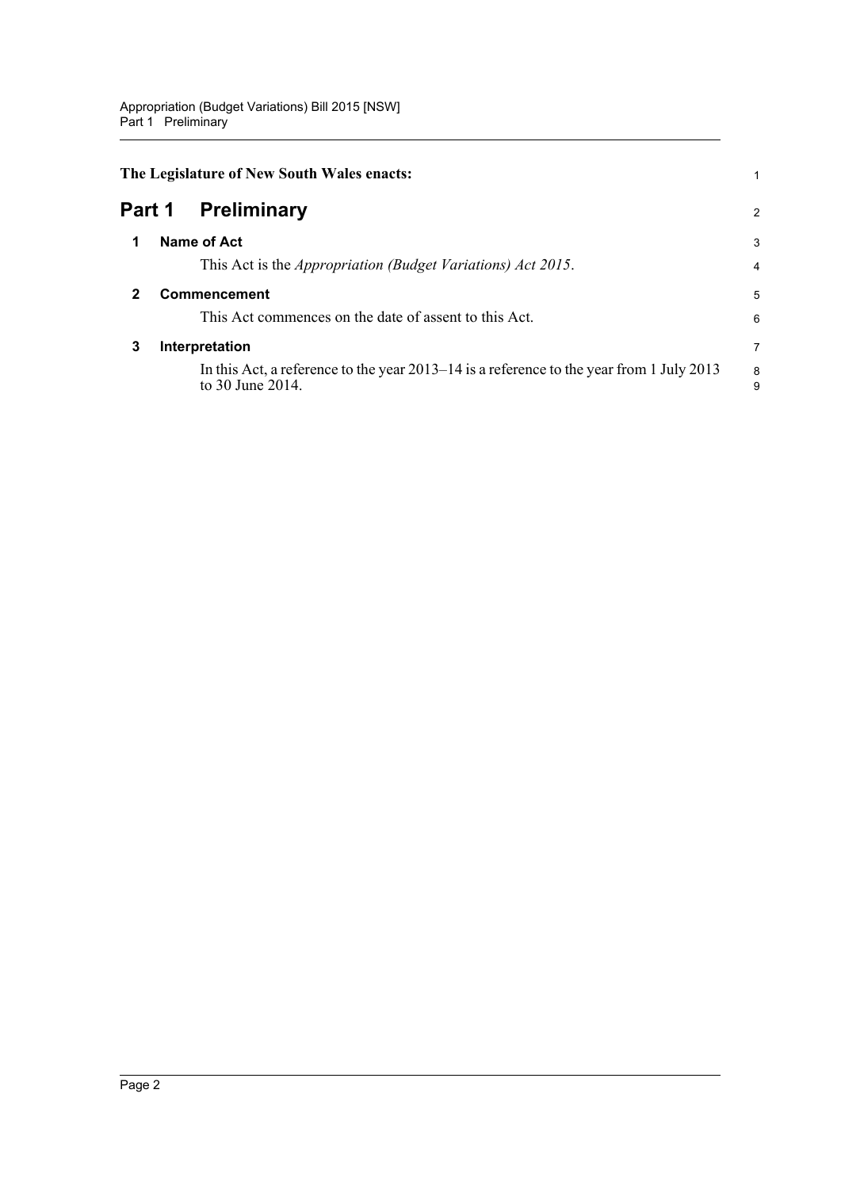**The Legislature of New South Wales enacts:**

# Part 1 Preliminary

## 1 Name of Act

This Act is the *Appropriation (Budget Variations) Act 2015*.

## 2 Commencement

This Act commences on the date of assent to this Act.

## 3 Interpretation

In this Act, a reference to the year 2013–14 is a reference to the year from 1 July 2013 to 30 June 2014.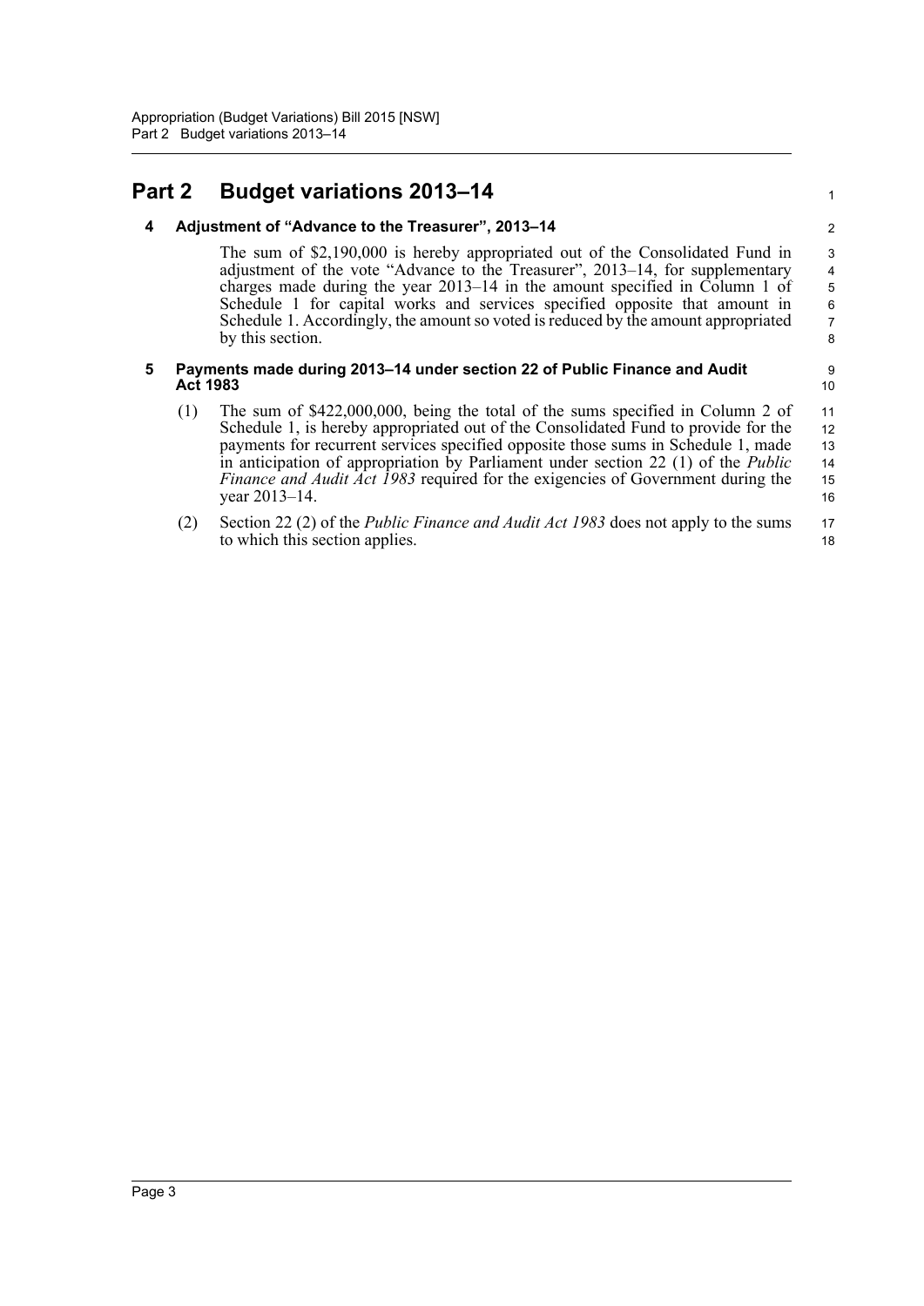# Part 2 Budget variations 2013–14

### 4 Adjustment of "Advance to the Treasurer", 2013–14

The sum of $2,190,000 is hereby appropriated out of the Consolidated Fund in adjustment of the vote "Advance to the Treasurer", 2013–14, for supplementary charges made during the year 2013–14 in the amount specified in Column 1 of Schedule 1 for capital works and services specified opposite that amount in Schedule 1. Accordingly, the amount so voted is reduced by the amount appropriated by this section.

### 5 Payments made during 2013–14 under section 22 of Public Finance and Audit Act 1983

(1) The sum of $422,000,000, being the total of the sums specified in Column 2 of Schedule 1, is hereby appropriated out of the Consolidated Fund to provide for the payments for recurrent services specified opposite those sums in Schedule 1, made in anticipation of appropriation by Parliament under section 22 (1) of the *Public Finance and Audit Act 1983* required for the exigencies of Government during the year 2013–14.

(2) Section 22 (2) of the *Public Finance and Audit Act 1983* does not apply to the sums to which this section applies.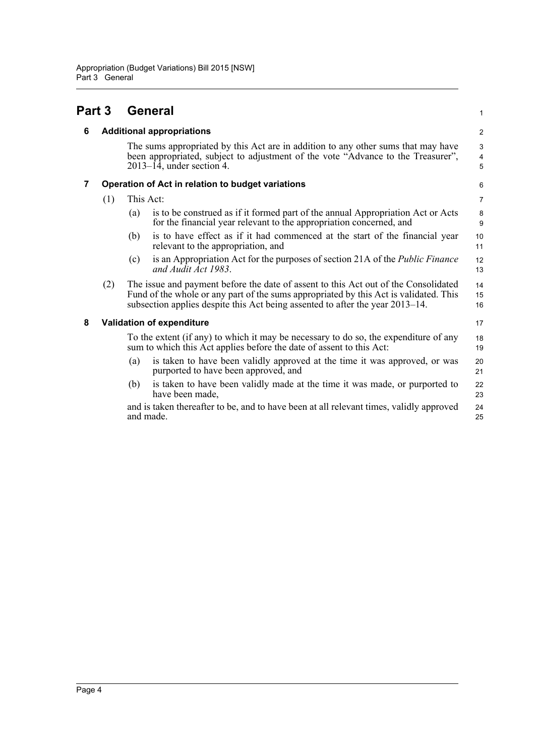# Part 3 General

## 6 Additional appropriations

The sums appropriated by this Act are in addition to any other sums that may have been appropriated, subject to adjustment of the vote "Advance to the Treasurer", 2013–14, under section 4.

## 7 Operation of Act in relation to budget variations

(1) This Act:

(a) is to be construed as if it formed part of the annual Appropriation Act or Acts for the financial year relevant to the appropriation concerned, and

(b) is to have effect as if it had commenced at the start of the financial year relevant to the appropriation, and

(c) is an Appropriation Act for the purposes of section 21A of the *Public Finance and Audit Act 1983*.

(2) The issue and payment before the date of assent to this Act out of the Consolidated Fund of the whole or any part of the sums appropriated by this Act is validated. This subsection applies despite this Act being assented to after the year 2013–14.

## 8 Validation of expenditure

To the extent (if any) to which it may be necessary to do so, the expenditure of any sum to which this Act applies before the date of assent to this Act:

(a) is taken to have been validly approved at the time it was approved, or was purported to have been approved, and

(b) is taken to have been validly made at the time it was made, or purported to have been made,

and is taken thereafter to be, and to have been at all relevant times, validly approved and made.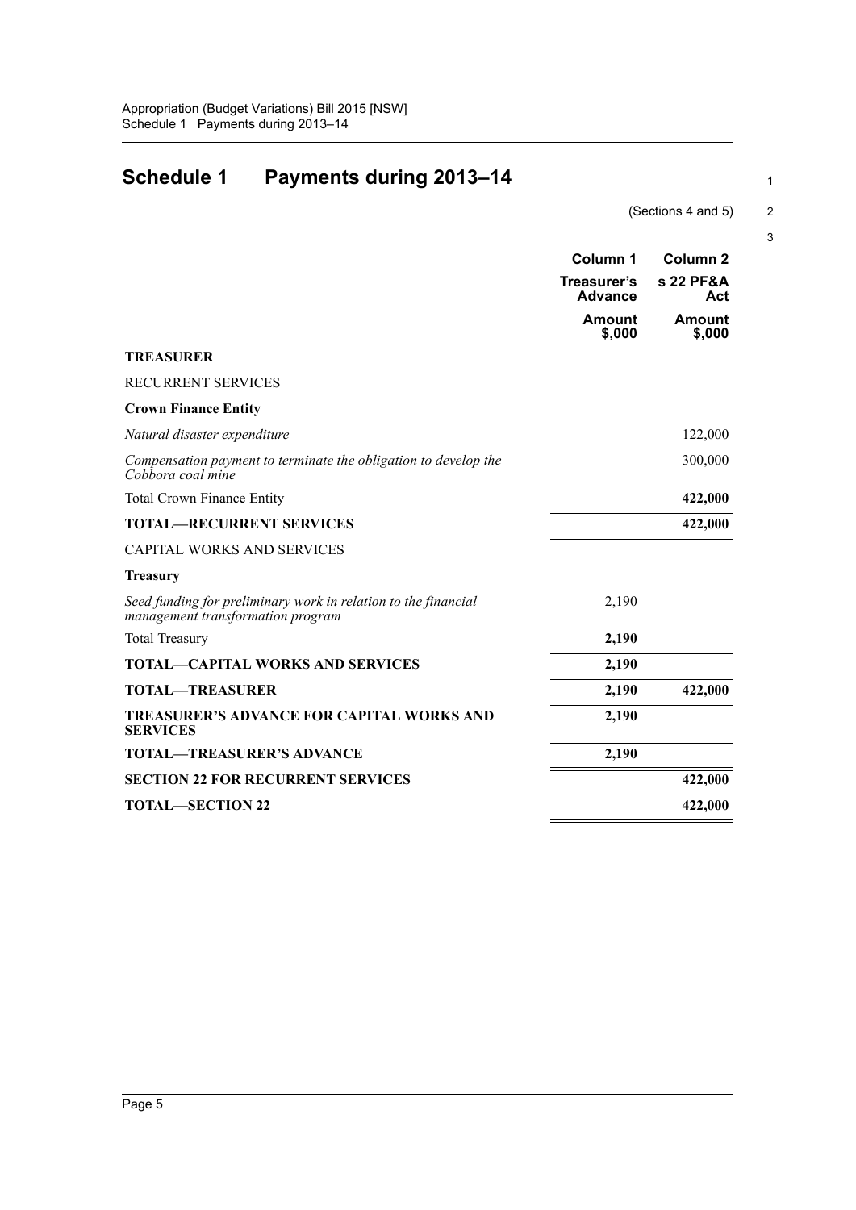# Schedule 1 Payments during 2013–14

(Sections 4 and 5)

| | Column 1 | Column 2 |
|---|---|---|
| | Treasurer's Advance | s 22 PF&A Act |
| | Amount $,000 | Amount $,000 |
| **TREASURER** | | |
| RECURRENT SERVICES | | |
| **Crown Finance Entity** | | |
| *Natural disaster expenditure* | | 122,000 |
| *Compensation payment to terminate the obligation to develop the Cobbora coal mine* | | 300,000 |
| Total Crown Finance Entity | | **422,000** |
| **TOTAL—RECURRENT SERVICES** | | **422,000** |
| CAPITAL WORKS AND SERVICES | | |
| **Treasury** | | |
| *Seed funding for preliminary work in relation to the financial management transformation program* | 2,190 | |
| Total Treasury | **2,190** | |
| **TOTAL—CAPITAL WORKS AND SERVICES** | **2,190** | |
| **TOTAL—TREASURER** | **2,190** | **422,000** |
| **TREASURER'S ADVANCE FOR CAPITAL WORKS AND SERVICES** | **2,190** | |
| **TOTAL—TREASURER'S ADVANCE** | **2,190** | |
| **SECTION 22 FOR RECURRENT SERVICES** | | **422,000** |
| **TOTAL—SECTION 22** | | **422,000** |